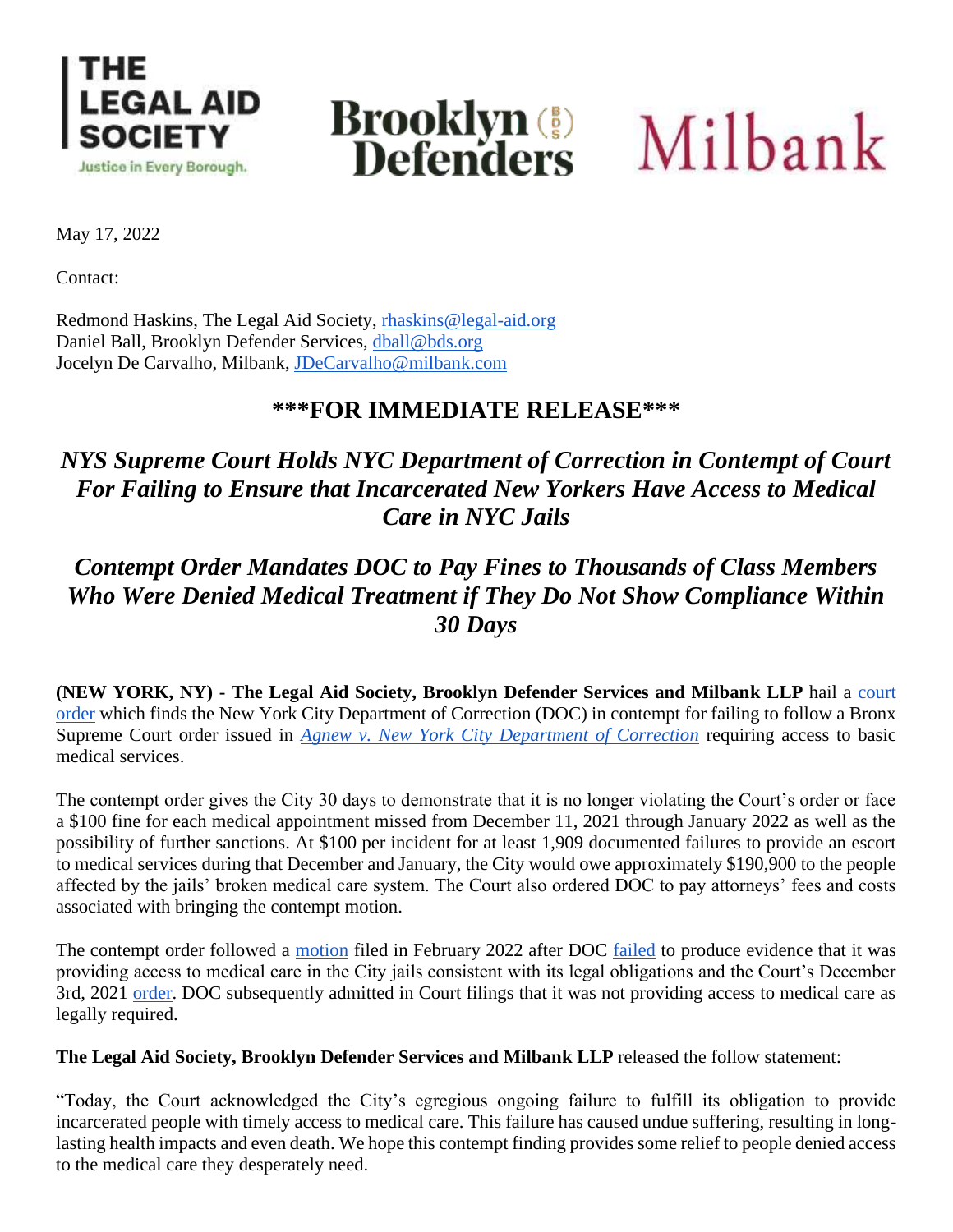THE LEGAL AID SOCIETY
Justice in Every Borough.

Brooklyn Defenders

Milbank

May 17, 2022

Contact:

Redmond Haskins, The Legal Aid Society, rhaskins@legal-aid.org
Daniel Ball, Brooklyn Defender Services, dball@bds.org
Jocelyn De Carvalho, Milbank, JDeCarvalho@milbank.com

## \*\*\*FOR IMMEDIATE RELEASE\*\*\*

## *NYS Supreme Court Holds NYC Department of Correction in Contempt of Court For Failing to Ensure that Incarcerated New Yorkers Have Access to Medical Care in NYC Jails*

## *Contempt Order Mandates DOC to Pay Fines to Thousands of Class Members Who Were Denied Medical Treatment if They Do Not Show Compliance Within 30 Days*

**(NEW YORK, NY) - The Legal Aid Society, Brooklyn Defender Services and Milbank LLP** hail a court order which finds the New York City Department of Correction (DOC) in contempt for failing to follow a Bronx Supreme Court order issued in *Agnew v. New York City Department of Correction* requiring access to basic medical services.

The contempt order gives the City 30 days to demonstrate that it is no longer violating the Court's order or face a $100 fine for each medical appointment missed from December 11, 2021 through January 2022 as well as the possibility of further sanctions. At $100 per incident for at least 1,909 documented failures to provide an escort to medical services during that December and January, the City would owe approximately $190,900 to the people affected by the jails' broken medical care system. The Court also ordered DOC to pay attorneys' fees and costs associated with bringing the contempt motion.

The contempt order followed a motion filed in February 2022 after DOC failed to produce evidence that it was providing access to medical care in the City jails consistent with its legal obligations and the Court's December 3rd, 2021 order. DOC subsequently admitted in Court filings that it was not providing access to medical care as legally required.

**The Legal Aid Society, Brooklyn Defender Services and Milbank LLP** released the follow statement:

"Today, the Court acknowledged the City's egregious ongoing failure to fulfill its obligation to provide incarcerated people with timely access to medical care. This failure has caused undue suffering, resulting in long-lasting health impacts and even death. We hope this contempt finding provides some relief to people denied access to the medical care they desperately need.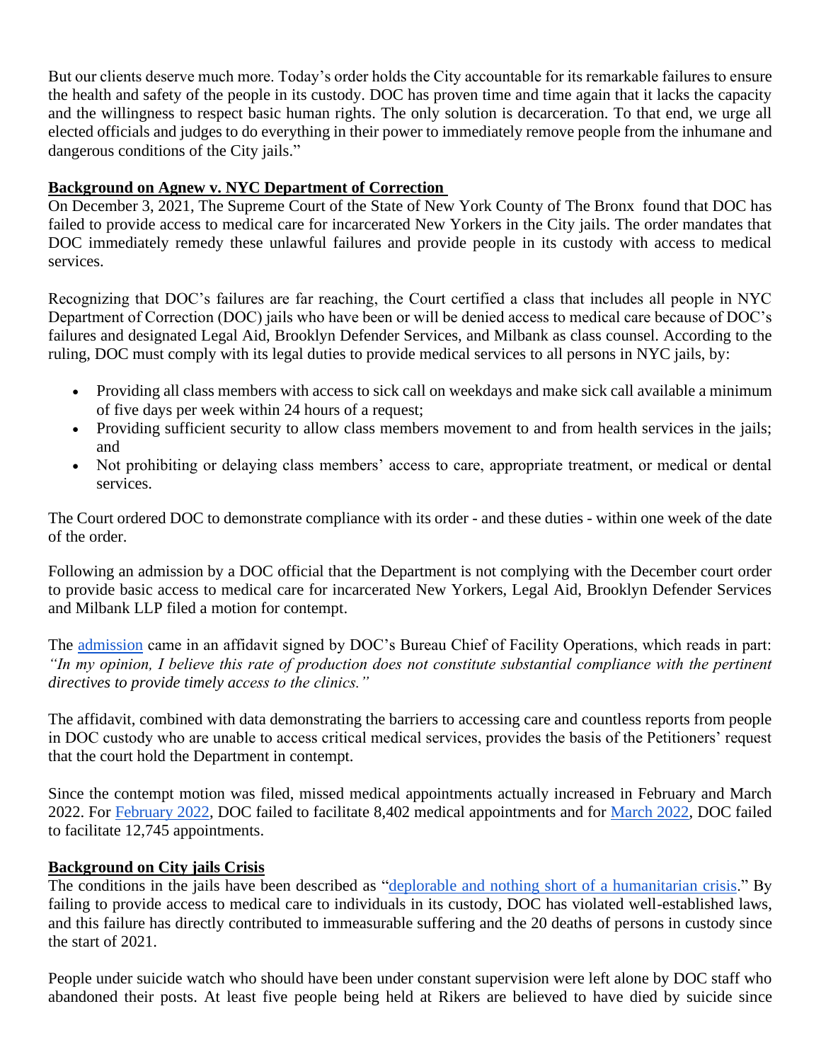But our clients deserve much more. Today's order holds the City accountable for its remarkable failures to ensure the health and safety of the people in its custody. DOC has proven time and time again that it lacks the capacity and the willingness to respect basic human rights. The only solution is decarceration. To that end, we urge all elected officials and judges to do everything in their power to immediately remove people from the inhumane and dangerous conditions of the City jails."

**Background on Agnew v. NYC Department of Correction**

On December 3, 2021, The Supreme Court of the State of New York County of The Bronx found that DOC has failed to provide access to medical care for incarcerated New Yorkers in the City jails. The order mandates that DOC immediately remedy these unlawful failures and provide people in its custody with access to medical services.

Recognizing that DOC's failures are far reaching, the Court certified a class that includes all people in NYC Department of Correction (DOC) jails who have been or will be denied access to medical care because of DOC's failures and designated Legal Aid, Brooklyn Defender Services, and Milbank as class counsel. According to the ruling, DOC must comply with its legal duties to provide medical services to all persons in NYC jails, by:

- Providing all class members with access to sick call on weekdays and make sick call available a minimum of five days per week within 24 hours of a request;
- Providing sufficient security to allow class members movement to and from health services in the jails; and
- Not prohibiting or delaying class members' access to care, appropriate treatment, or medical or dental services.

The Court ordered DOC to demonstrate compliance with its order - and these duties - within one week of the date of the order.

Following an admission by a DOC official that the Department is not complying with the December court order to provide basic access to medical care for incarcerated New Yorkers, Legal Aid, Brooklyn Defender Services and Milbank LLP filed a motion for contempt.

The admission came in an affidavit signed by DOC's Bureau Chief of Facility Operations, which reads in part: *"In my opinion, I believe this rate of production does not constitute substantial compliance with the pertinent directives to provide timely access to the clinics."*

The affidavit, combined with data demonstrating the barriers to accessing care and countless reports from people in DOC custody who are unable to access critical medical services, provides the basis of the Petitioners' request that the court hold the Department in contempt.

Since the contempt motion was filed, missed medical appointments actually increased in February and March 2022. For February 2022, DOC failed to facilitate 8,402 medical appointments and for March 2022, DOC failed to facilitate 12,745 appointments.

**Background on City jails Crisis**

The conditions in the jails have been described as "deplorable and nothing short of a humanitarian crisis." By failing to provide access to medical care to individuals in its custody, DOC has violated well-established laws, and this failure has directly contributed to immeasurable suffering and the 20 deaths of persons in custody since the start of 2021.

People under suicide watch who should have been under constant supervision were left alone by DOC staff who abandoned their posts. At least five people being held at Rikers are believed to have died by suicide since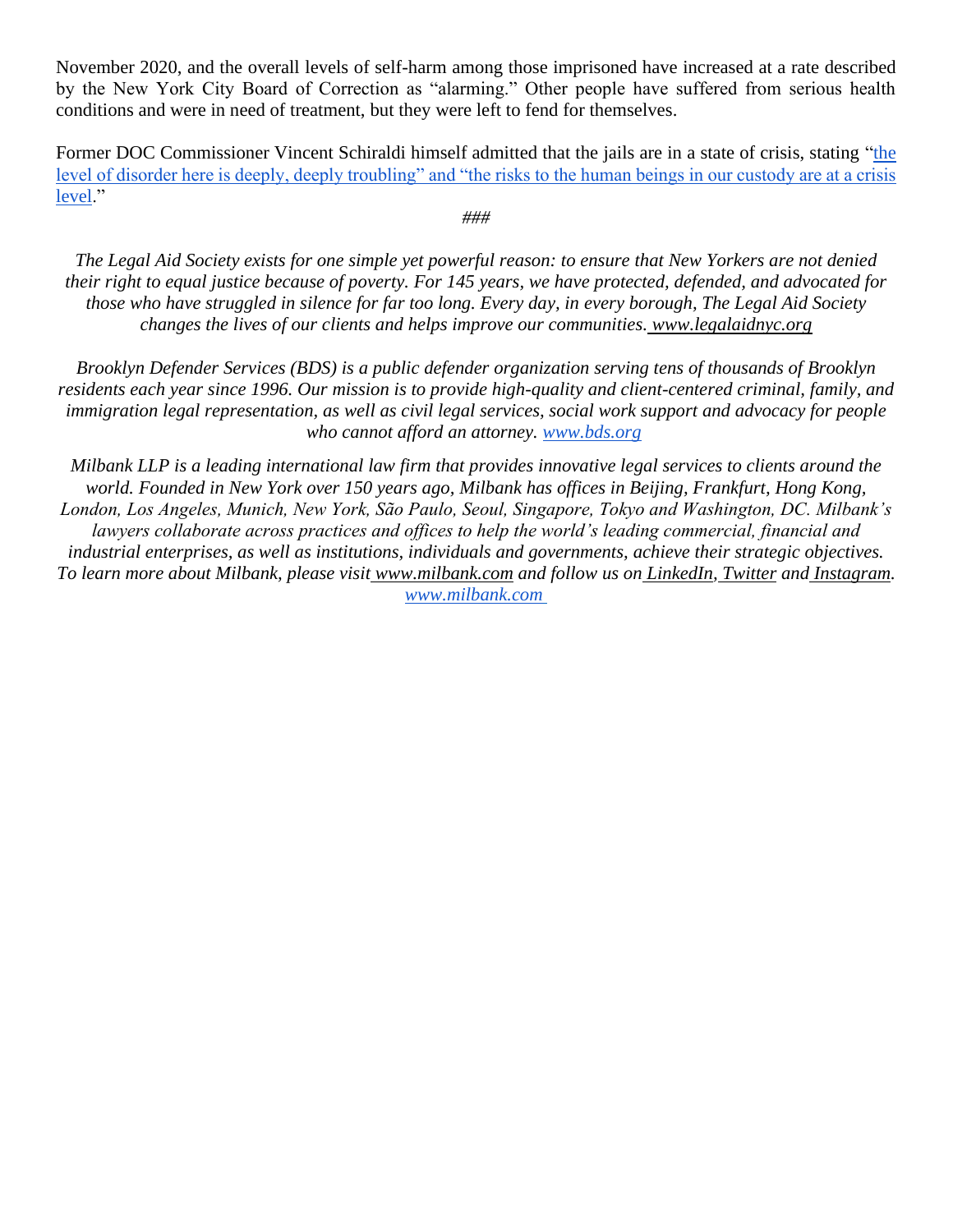November 2020, and the overall levels of self-harm among those imprisoned have increased at a rate described by the New York City Board of Correction as "alarming." Other people have suffered from serious health conditions and were in need of treatment, but they were left to fend for themselves.

Former DOC Commissioner Vincent Schiraldi himself admitted that the jails are in a state of crisis, stating "the level of disorder here is deeply, deeply troubling" and "the risks to the human beings in our custody are at a crisis level."

###

*The Legal Aid Society exists for one simple yet powerful reason: to ensure that New Yorkers are not denied their right to equal justice because of poverty. For 145 years, we have protected, defended, and advocated for those who have struggled in silence for far too long. Every day, in every borough, The Legal Aid Society changes the lives of our clients and helps improve our communities. www.legalaidnyc.org*

*Brooklyn Defender Services (BDS) is a public defender organization serving tens of thousands of Brooklyn residents each year since 1996. Our mission is to provide high-quality and client-centered criminal, family, and immigration legal representation, as well as civil legal services, social work support and advocacy for people who cannot afford an attorney. www.bds.org*

*Milbank LLP is a leading international law firm that provides innovative legal services to clients around the world. Founded in New York over 150 years ago, Milbank has offices in Beijing, Frankfurt, Hong Kong, London, Los Angeles, Munich, New York, São Paulo, Seoul, Singapore, Tokyo and Washington, DC. Milbank's lawyers collaborate across practices and offices to help the world's leading commercial, financial and industrial enterprises, as well as institutions, individuals and governments, achieve their strategic objectives. To learn more about Milbank, please visit www.milbank.com and follow us on LinkedIn, Twitter and Instagram. www.milbank.com*